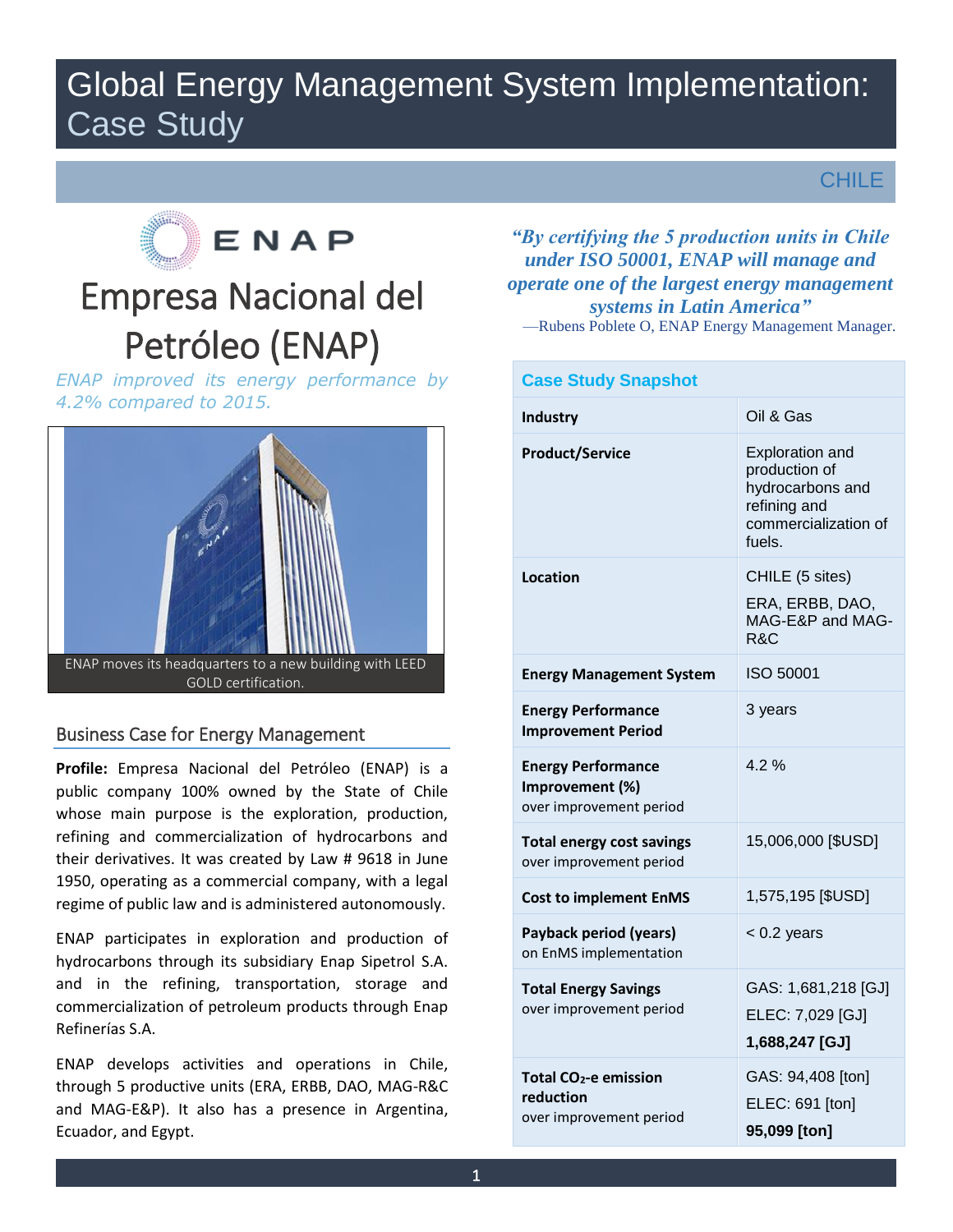# Global Energy Management System Implementation: Case Study

CHILE

# Empresa Nacional del Petróleo (ENAP)

*ENAP improved its energy performance by 4.2% compared to 2015.*

ENAP moves its headquarters to a new building with LEED GOLD certification.

*"By certifying the 5 production units in Chile under ISO 50001, ENAP will manage and operate one of the largest energy management systems in Latin America"*

—Rubens Poblete O, ENAP Energy Management Manager.

## Business Case for Energy Management

**Profile:** Empresa Nacional del Petróleo (ENAP) is a public company 100% owned by the State of Chile whose main purpose is the exploration, production, refining and commercialization of hydrocarbons and their derivatives. It was created by Law # 9618 in June 1950, operating as a commercial company, with a legal regime of public law and is administered autonomously.

ENAP participates in exploration and production of hydrocarbons through its subsidiary Enap Sipetrol S.A. and in the refining, transportation, storage and commercialization of petroleum products through Enap Refinerías S.A.

ENAP develops activities and operations in Chile, through 5 productive units (ERA, ERBB, DAO, MAG-R&C and MAG-E&P). It also has a presence in Argentina, Ecuador, and Egypt.

### Case Study Snapshot

| | |
|---|---|
| **Industry** | Oil & Gas |
| **Product/Service** | Exploration and production of hydrocarbons and refining and commercialization of fuels. |
| **Location** | CHILE (5 sites)<br>ERA, ERBB, DAO, MAG-E&P and MAG-R&C |
| **Energy Management System** | ISO 50001 |
| **Energy Performance Improvement Period** | 3 years |
| **Energy Performance Improvement (%)** over improvement period | 4.2 % |
| **Total energy cost savings** over improvement period | 15,006,000 [$USD] |
| **Cost to implement EnMS** | 1,575,195 [$USD] |
| **Payback period (years)** on EnMS implementation | < 0.2 years |
| **Total Energy Savings** over improvement period | GAS: 1,681,218 [GJ]<br>ELEC: 7,029 [GJ]<br>**1,688,247 [GJ]** |
| **Total $CO_2$-e emission reduction** over improvement period | GAS: 94,408 [ton]<br>ELEC: 691 [ton]<br>**95,099 [ton]** |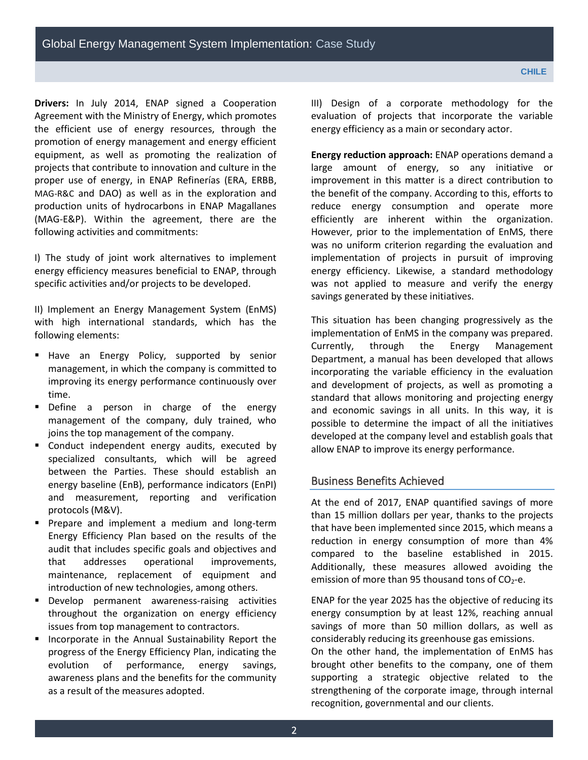**Drivers:** In July 2014, ENAP signed a Cooperation Agreement with the Ministry of Energy, which promotes the efficient use of energy resources, through the promotion of energy management and energy efficient equipment, as well as promoting the realization of projects that contribute to innovation and culture in the proper use of energy, in ENAP Refinerías (ERA, ERBB, MAG-R&C and DAO) as well as in the exploration and production units of hydrocarbons in ENAP Magallanes (MAG-E&P). Within the agreement, there are the following activities and commitments:

I) The study of joint work alternatives to implement energy efficiency measures beneficial to ENAP, through specific activities and/or projects to be developed.

II) Implement an Energy Management System (EnMS) with high international standards, which has the following elements:

- Have an Energy Policy, supported by senior management, in which the company is committed to improving its energy performance continuously over time.
- Define a person in charge of the energy management of the company, duly trained, who joins the top management of the company.
- Conduct independent energy audits, executed by specialized consultants, which will be agreed between the Parties. These should establish an energy baseline (EnB), performance indicators (EnPI) and measurement, reporting and verification protocols (M&V).
- Prepare and implement a medium and long-term Energy Efficiency Plan based on the results of the audit that includes specific goals and objectives and that addresses operational improvements, maintenance, replacement of equipment and introduction of new technologies, among others.
- Develop permanent awareness-raising activities throughout the organization on energy efficiency issues from top management to contractors.
- Incorporate in the Annual Sustainability Report the progress of the Energy Efficiency Plan, indicating the evolution of performance, energy savings, awareness plans and the benefits for the community as a result of the measures adopted.

III) Design of a corporate methodology for the evaluation of projects that incorporate the variable energy efficiency as a main or secondary actor.

**Energy reduction approach:** ENAP operations demand a large amount of energy, so any initiative or improvement in this matter is a direct contribution to the benefit of the company. According to this, efforts to reduce energy consumption and operate more efficiently are inherent within the organization. However, prior to the implementation of EnMS, there was no uniform criterion regarding the evaluation and implementation of projects in pursuit of improving energy efficiency. Likewise, a standard methodology was not applied to measure and verify the energy savings generated by these initiatives.

This situation has been changing progressively as the implementation of EnMS in the company was prepared. Currently, through the Energy Management Department, a manual has been developed that allows incorporating the variable efficiency in the evaluation and development of projects, as well as promoting a standard that allows monitoring and projecting energy and economic savings in all units. In this way, it is possible to determine the impact of all the initiatives developed at the company level and establish goals that allow ENAP to improve its energy performance.

## Business Benefits Achieved

At the end of 2017, ENAP quantified savings of more than 15 million dollars per year, thanks to the projects that have been implemented since 2015, which means a reduction in energy consumption of more than 4% compared to the baseline established in 2015. Additionally, these measures allowed avoiding the emission of more than 95 thousand tons of $CO_2$-e.

ENAP for the year 2025 has the objective of reducing its energy consumption by at least 12%, reaching annual savings of more than 50 million dollars, as well as considerably reducing its greenhouse gas emissions.

On the other hand, the implementation of EnMS has brought other benefits to the company, one of them supporting a strategic objective related to the strengthening of the corporate image, through internal recognition, governmental and our clients.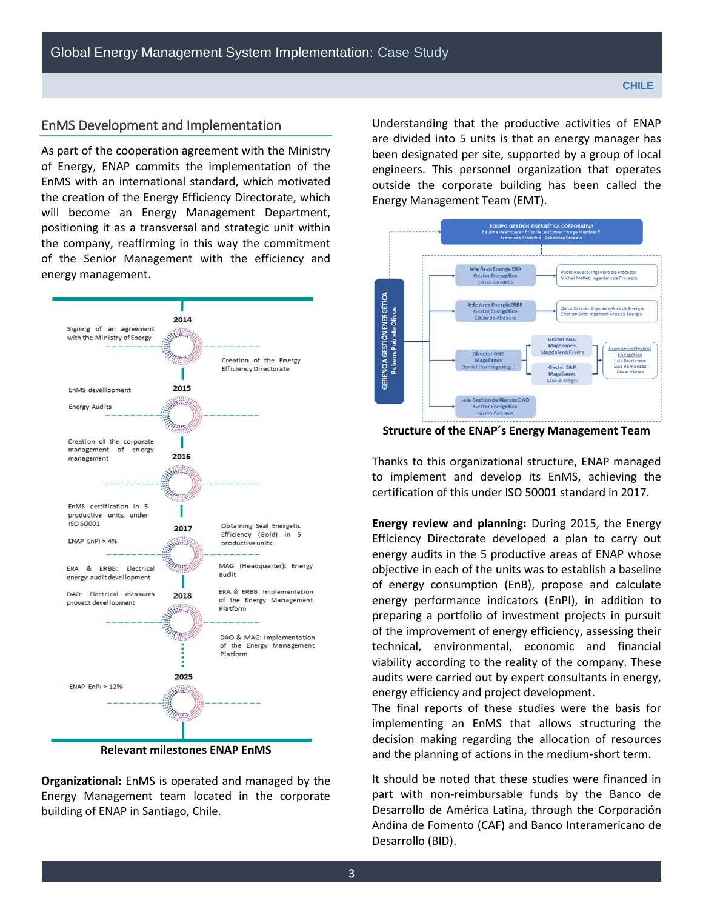## EnMS Development and Implementation

As part of the cooperation agreement with the Ministry of Energy, ENAP commits the implementation of the EnMS with an international standard, which motivated the creation of the Energy Efficiency Directorate, which will become an Energy Management Department, positioning it as a transversal and strategic unit within the company, reaffirming in this way the commitment of the Senior Management with the efficiency and energy management.

**2014**
- Signing of an agreement with the Ministry of Energy
- Creation of the Energy Efficiency Directorate

**2015**
- EnMS devellopment
- Energy Audits
- Creation of the corporate management of energy management

**2016**

**2017**
- EnMS certification in 5 productive units under ISO 50001
- ENAP EnPI > 4%
- Obtaining Seal Energetic Efficiency (Gold) in 5 productive units
- ERA & ERBB: Electrical energy audit devellopment
- MAG (Headquarter): Energy audit

**2018**
- DAO: Electrical measures proyect devellopment
- ERA & ERBB: Implementation of the Energy Management Platform
- DAO & MAG: Implementation of the Energy Management Platform

**2025**
- ENAP EnPI > 12%

**Relevant milestones ENAP EnMS**

**Organizational:** EnMS is operated and managed by the Energy Management team located in the corporate building of ENAP in Santiago, Chile.

Understanding that the productive activities of ENAP are divided into 5 units is that an energy manager has been designated per site, supported by a group of local engineers. This personnel organization that operates outside the corporate building has been called the Energy Management Team (EMT).

GERENCIA GESTIÓN ENERGÉTICA – Rubens Poblete Olivos

EQUIPO GESTIÓN ENERGÉTICA CORPORATIVA – Paulina Valenzuela – Priscilla Leufuman – Jorge Martínez F. – Francisco Arancibia – Sebastián Córdova

- Jefe Área Energía ERA, Gestor Energético – Carolina Melo
  - Pablo Raveco: Ingeniero de Procesos; Michel Maffet: Ingeniero de Procesos
- Jefe Área Energía ERBB, Gestor Energético – Eduardo Abásolo
  - Dario Catalán: Ingeniero Área de Energía; Cristian Soto: Ingeniero Área de Energía
- Director GGE Magallanes – Daniel Iturrizagastegui
  - Gestor R&C Magallanes – Magdalena Rivera
  - Gestor E&P Magallanes – Mario Magri
    - Ingenieros Gestión Energética: Luis Barrientos, Luis Hernández, César Valdes
- Jefe Gestión de Riesgos DAO, Gestor Energético – Loreto Cabrera

**Structure of the ENAP´s Energy Management Team**

Thanks to this organizational structure, ENAP managed to implement and develop its EnMS, achieving the certification of this under ISO 50001 standard in 2017.

**Energy review and planning:** During 2015, the Energy Efficiency Directorate developed a plan to carry out energy audits in the 5 productive areas of ENAP whose objective in each of the units was to establish a baseline of energy consumption (EnB), propose and calculate energy performance indicators (EnPI), in addition to preparing a portfolio of investment projects in pursuit of the improvement of energy efficiency, assessing their technical, environmental, economic and financial viability according to the reality of the company. These audits were carried out by expert consultants in energy, energy efficiency and project development.

The final reports of these studies were the basis for implementing an EnMS that allows structuring the decision making regarding the allocation of resources and the planning of actions in the medium-short term.

It should be noted that these studies were financed in part with non-reimbursable funds by the Banco de Desarrollo de América Latina, through the Corporación Andina de Fomento (CAF) and Banco Interamericano de Desarrollo (BID).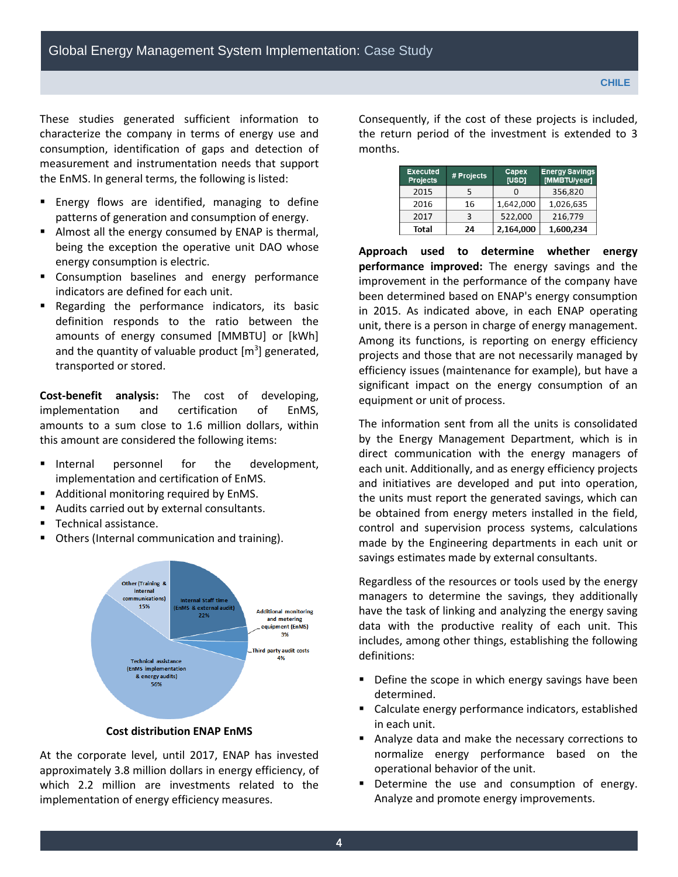These studies generated sufficient information to characterize the company in terms of energy use and consumption, identification of gaps and detection of measurement and instrumentation needs that support the EnMS. In general terms, the following is listed:

- Energy flows are identified, managing to define patterns of generation and consumption of energy.
- Almost all the energy consumed by ENAP is thermal, being the exception the operative unit DAO whose energy consumption is electric.
- Consumption baselines and energy performance indicators are defined for each unit.
- Regarding the performance indicators, its basic definition responds to the ratio between the amounts of energy consumed [MMBTU] or [kWh] and the quantity of valuable product [$m^3$] generated, transported or stored.

**Cost-benefit analysis:** The cost of developing, implementation and certification of EnMS, amounts to a sum close to 1.6 million dollars, within this amount are considered the following items:

- Internal personnel for the development, implementation and certification of EnMS.
- Additional monitoring required by EnMS.
- Audits carried out by external consultants.
- Technical assistance.
- Others (Internal communication and training).

Other (Training & internal communications) 15%
Internal staff time (EnMS & external audit) 22%
Additional monitoring and metering equipment (EnMS) 3%
Third party audit costs 4%
Technical assistance (EnMS implementation & energy audits) 56%

**Cost distribution ENAP EnMS**

At the corporate level, until 2017, ENAP has invested approximately 3.8 million dollars in energy efficiency, of which 2.2 million are investments related to the implementation of energy efficiency measures.

Consequently, if the cost of these projects is included, the return period of the investment is extended to 3 months.

| Executed Projects | # Projects | Capex [USD] | Energy Savings [MMBTU/year] |
|---|---|---|---|
| 2015 | 5 | 0 | 356,820 |
| 2016 | 16 | 1,642,000 | 1,026,635 |
| 2017 | 3 | 522,000 | 216,779 |
| **Total** | **24** | **2,164,000** | **1,600,234** |

**Approach used to determine whether energy performance improved:** The energy savings and the improvement in the performance of the company have been determined based on ENAP's energy consumption in 2015. As indicated above, in each ENAP operating unit, there is a person in charge of energy management. Among its functions, is reporting on energy efficiency projects and those that are not necessarily managed by efficiency issues (maintenance for example), but have a significant impact on the energy consumption of an equipment or unit of process.

The information sent from all the units is consolidated by the Energy Management Department, which is in direct communication with the energy managers of each unit. Additionally, and as energy efficiency projects and initiatives are developed and put into operation, the units must report the generated savings, which can be obtained from energy meters installed in the field, control and supervision process systems, calculations made by the Engineering departments in each unit or savings estimates made by external consultants.

Regardless of the resources or tools used by the energy managers to determine the savings, they additionally have the task of linking and analyzing the energy saving data with the productive reality of each unit. This includes, among other things, establishing the following definitions:

- Define the scope in which energy savings have been determined.
- Calculate energy performance indicators, established in each unit.
- Analyze data and make the necessary corrections to normalize energy performance based on the operational behavior of the unit.
- Determine the use and consumption of energy. Analyze and promote energy improvements.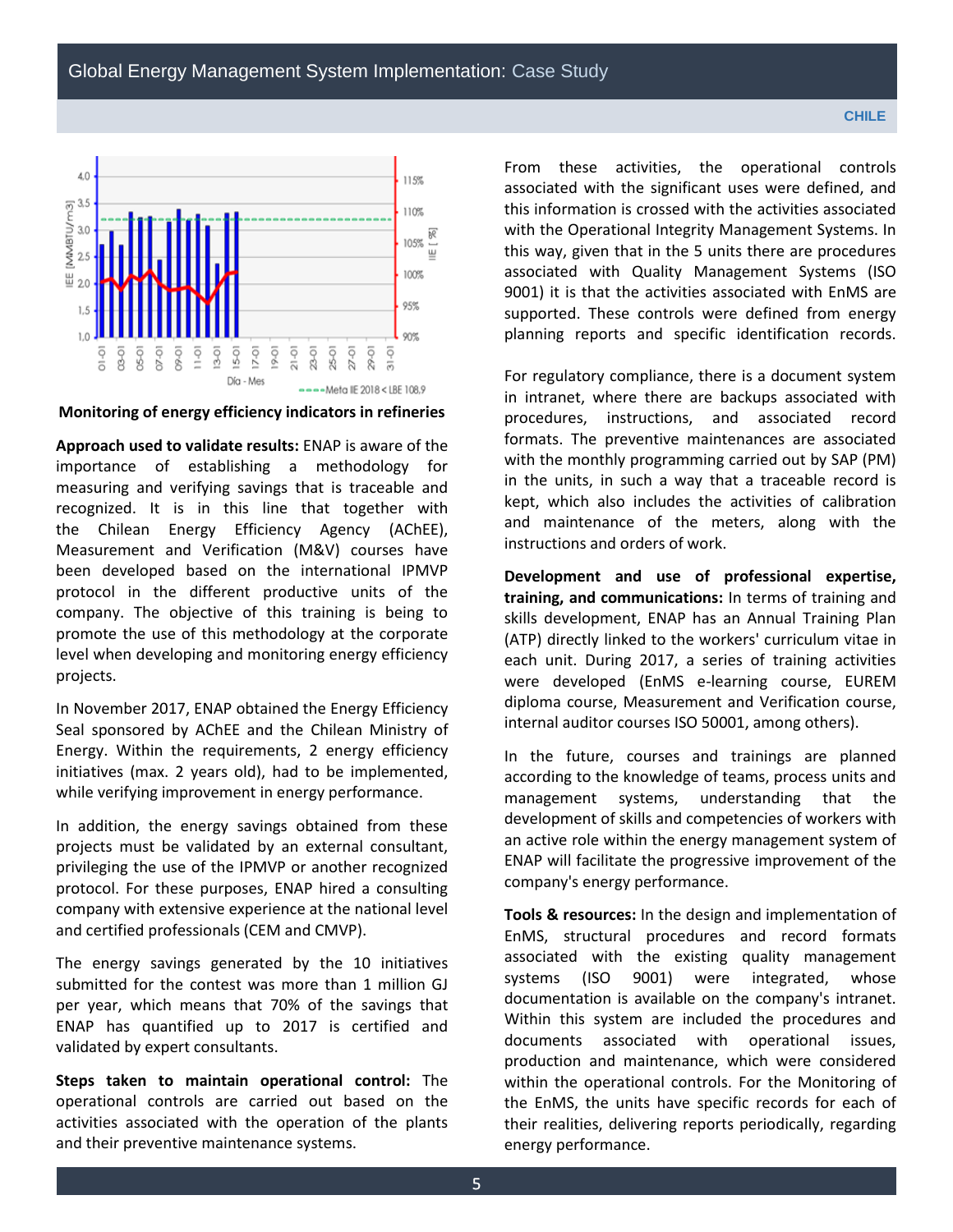Monitoring of energy efficiency indicators in refineries

**Approach used to validate results:** ENAP is aware of the importance of establishing a methodology for measuring and verifying savings that is traceable and recognized. It is in this line that together with the Chilean Energy Efficiency Agency (AChEE), Measurement and Verification (M&V) courses have been developed based on the international IPMVP protocol in the different productive units of the company. The objective of this training is being to promote the use of this methodology at the corporate level when developing and monitoring energy efficiency projects.

In November 2017, ENAP obtained the Energy Efficiency Seal sponsored by AChEE and the Chilean Ministry of Energy. Within the requirements, 2 energy efficiency initiatives (max. 2 years old), had to be implemented, while verifying improvement in energy performance.

In addition, the energy savings obtained from these projects must be validated by an external consultant, privileging the use of the IPMVP or another recognized protocol. For these purposes, ENAP hired a consulting company with extensive experience at the national level and certified professionals (CEM and CMVP).

The energy savings generated by the 10 initiatives submitted for the contest was more than 1 million GJ per year, which means that 70% of the savings that ENAP has quantified up to 2017 is certified and validated by expert consultants.

**Steps taken to maintain operational control:** The operational controls are carried out based on the activities associated with the operation of the plants and their preventive maintenance systems.

From these activities, the operational controls associated with the significant uses were defined, and this information is crossed with the activities associated with the Operational Integrity Management Systems. In this way, given that in the 5 units there are procedures associated with Quality Management Systems (ISO 9001) it is that the activities associated with EnMS are supported. These controls were defined from energy planning reports and specific identification records.

For regulatory compliance, there is a document system in intranet, where there are backups associated with procedures, instructions, and associated record formats. The preventive maintenances are associated with the monthly programming carried out by SAP (PM) in the units, in such a way that a traceable record is kept, which also includes the activities of calibration and maintenance of the meters, along with the instructions and orders of work.

**Development and use of professional expertise, training, and communications:** In terms of training and skills development, ENAP has an Annual Training Plan (ATP) directly linked to the workers' curriculum vitae in each unit. During 2017, a series of training activities were developed (EnMS e-learning course, EUREM diploma course, Measurement and Verification course, internal auditor courses ISO 50001, among others).

In the future, courses and trainings are planned according to the knowledge of teams, process units and management systems, understanding that the development of skills and competencies of workers with an active role within the energy management system of ENAP will facilitate the progressive improvement of the company's energy performance.

**Tools & resources:** In the design and implementation of EnMS, structural procedures and record formats associated with the existing quality management systems (ISO 9001) were integrated, whose documentation is available on the company's intranet. Within this system are included the procedures and documents associated with operational issues, production and maintenance, which were considered within the operational controls. For the Monitoring of the EnMS, the units have specific records for each of their realities, delivering reports periodically, regarding energy performance.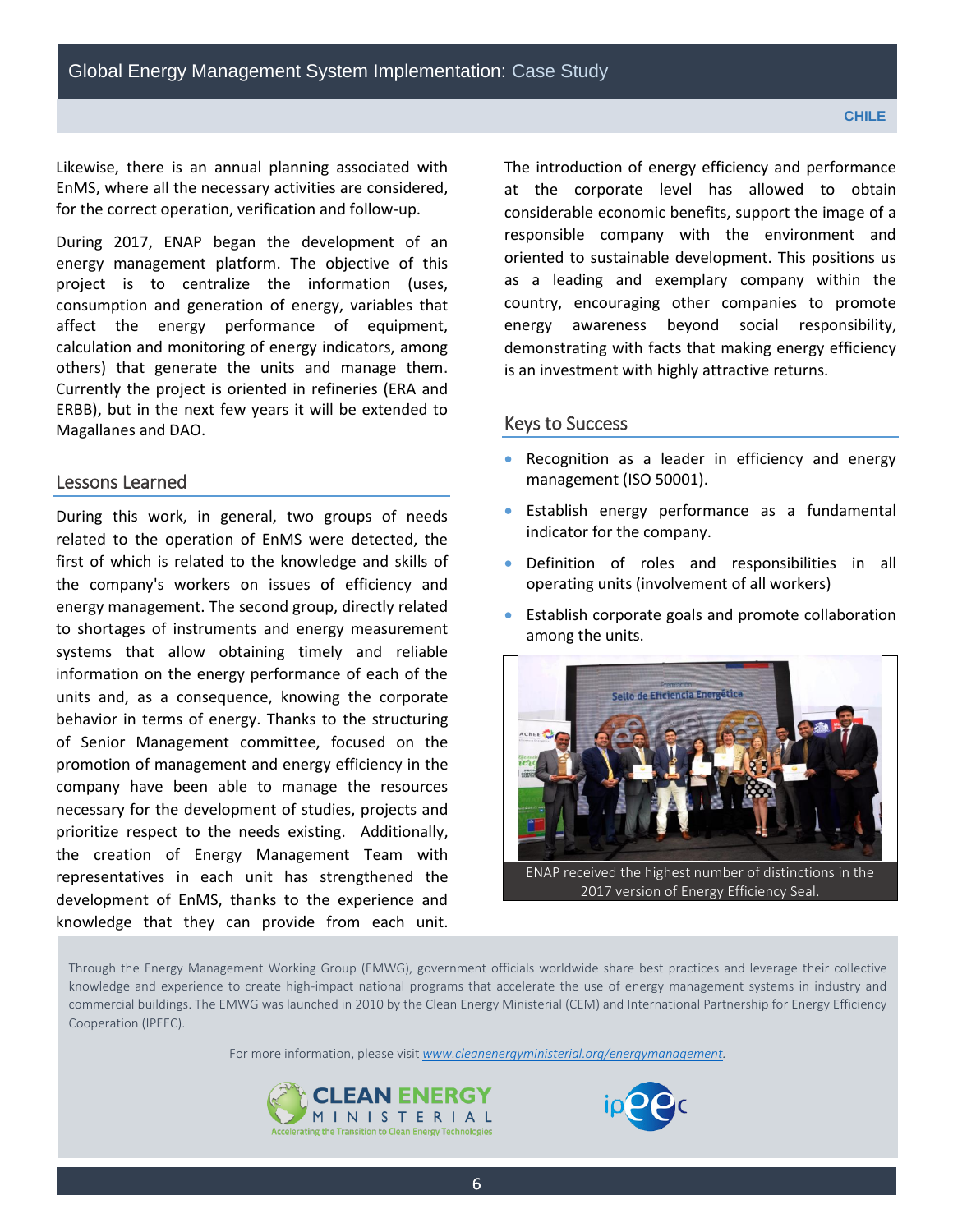Likewise, there is an annual planning associated with EnMS, where all the necessary activities are considered, for the correct operation, verification and follow-up.

During 2017, ENAP began the development of an energy management platform. The objective of this project is to centralize the information (uses, consumption and generation of energy, variables that affect the energy performance of equipment, calculation and monitoring of energy indicators, among others) that generate the units and manage them. Currently the project is oriented in refineries (ERA and ERBB), but in the next few years it will be extended to Magallanes and DAO.

## Lessons Learned

During this work, in general, two groups of needs related to the operation of EnMS were detected, the first of which is related to the knowledge and skills of the company's workers on issues of efficiency and energy management. The second group, directly related to shortages of instruments and energy measurement systems that allow obtaining timely and reliable information on the energy performance of each of the units and, as a consequence, knowing the corporate behavior in terms of energy. Thanks to the structuring of Senior Management committee, focused on the promotion of management and energy efficiency in the company have been able to manage the resources necessary for the development of studies, projects and prioritize respect to the needs existing. Additionally, the creation of Energy Management Team with representatives in each unit has strengthened the development of EnMS, thanks to the experience and knowledge that they can provide from each unit.

The introduction of energy efficiency and performance at the corporate level has allowed to obtain considerable economic benefits, support the image of a responsible company with the environment and oriented to sustainable development. This positions us as a leading and exemplary company within the country, encouraging other companies to promote energy awareness beyond social responsibility, demonstrating with facts that making energy efficiency is an investment with highly attractive returns.

## Keys to Success

- Recognition as a leader in efficiency and energy management (ISO 50001).
- Establish energy performance as a fundamental indicator for the company.
- Definition of roles and responsibilities in all operating units (involvement of all workers)
- Establish corporate goals and promote collaboration among the units.

ENAP received the highest number of distinctions in the 2017 version of Energy Efficiency Seal.

Through the Energy Management Working Group (EMWG), government officials worldwide share best practices and leverage their collective knowledge and experience to create high-impact national programs that accelerate the use of energy management systems in industry and commercial buildings. The EMWG was launched in 2010 by the Clean Energy Ministerial (CEM) and International Partnership for Energy Efficiency Cooperation (IPEEC).

For more information, please visit *www.cleanenergyministerial.org/energymanagement*.